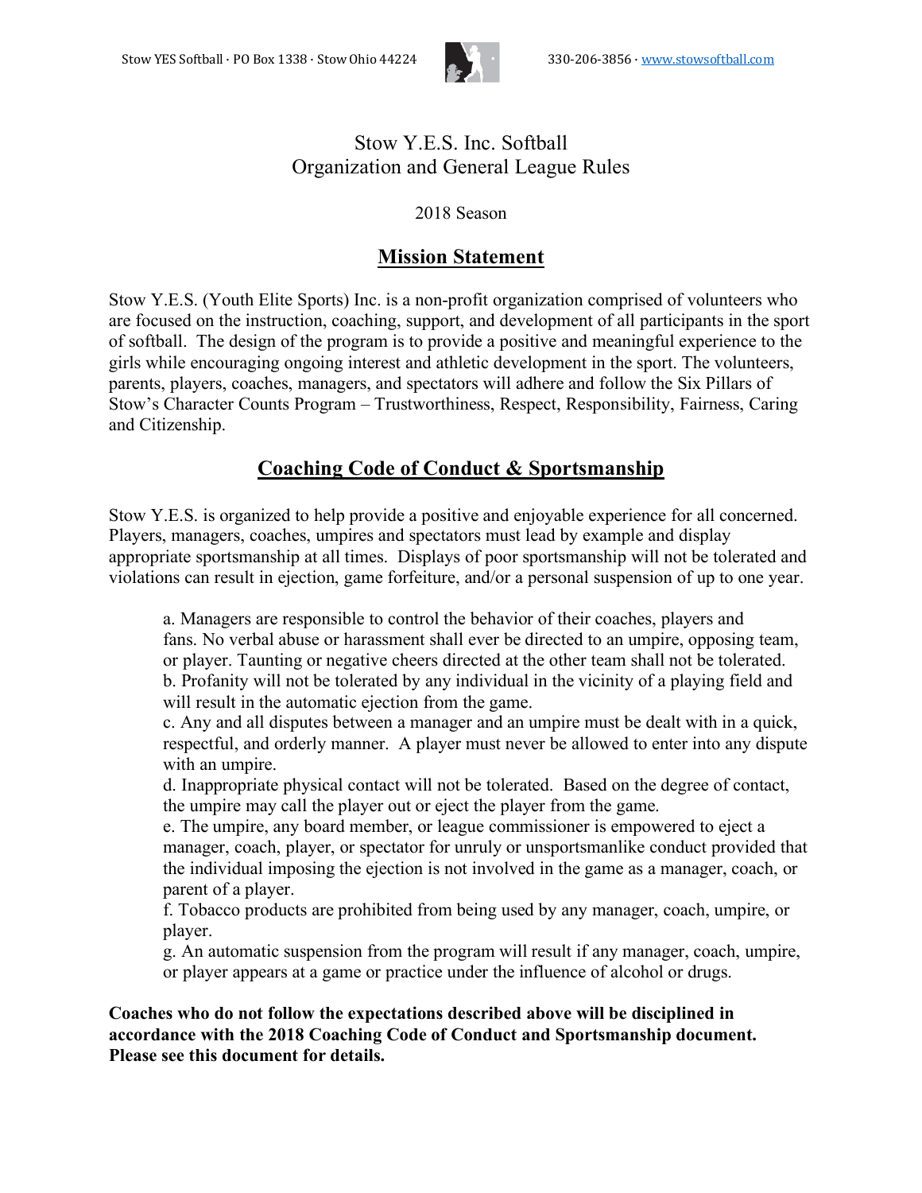# Stow Y.E.S. Inc. Softball
# Organization and General League Rules

2018 Season

## Mission Statement

Stow Y.E.S. (Youth Elite Sports) Inc. is a non-profit organization comprised of volunteers who are focused on the instruction, coaching, support, and development of all participants in the sport of softball. The design of the program is to provide a positive and meaningful experience to the girls while encouraging ongoing interest and athletic development in the sport. The volunteers, parents, players, coaches, managers, and spectators will adhere and follow the Six Pillars of Stow's Character Counts Program – Trustworthiness, Respect, Responsibility, Fairness, Caring and Citizenship.

## Coaching Code of Conduct & Sportsmanship

Stow Y.E.S. is organized to help provide a positive and enjoyable experience for all concerned. Players, managers, coaches, umpires and spectators must lead by example and display appropriate sportsmanship at all times. Displays of poor sportsmanship will not be tolerated and violations can result in ejection, game forfeiture, and/or a personal suspension of up to one year.

a. Managers are responsible to control the behavior of their coaches, players and fans. No verbal abuse or harassment shall ever be directed to an umpire, opposing team, or player. Taunting or negative cheers directed at the other team shall not be tolerated.
b. Profanity will not be tolerated by any individual in the vicinity of a playing field and will result in the automatic ejection from the game.
c. Any and all disputes between a manager and an umpire must be dealt with in a quick, respectful, and orderly manner. A player must never be allowed to enter into any dispute with an umpire.
d. Inappropriate physical contact will not be tolerated. Based on the degree of contact, the umpire may call the player out or eject the player from the game.
e. The umpire, any board member, or league commissioner is empowered to eject a manager, coach, player, or spectator for unruly or unsportsmanlike conduct provided that the individual imposing the ejection is not involved in the game as a manager, coach, or parent of a player.
f. Tobacco products are prohibited from being used by any manager, coach, umpire, or player.
g. An automatic suspension from the program will result if any manager, coach, umpire, or player appears at a game or practice under the influence of alcohol or drugs.

**Coaches who do not follow the expectations described above will be disciplined in accordance with the 2018 Coaching Code of Conduct and Sportsmanship document. Please see this document for details.**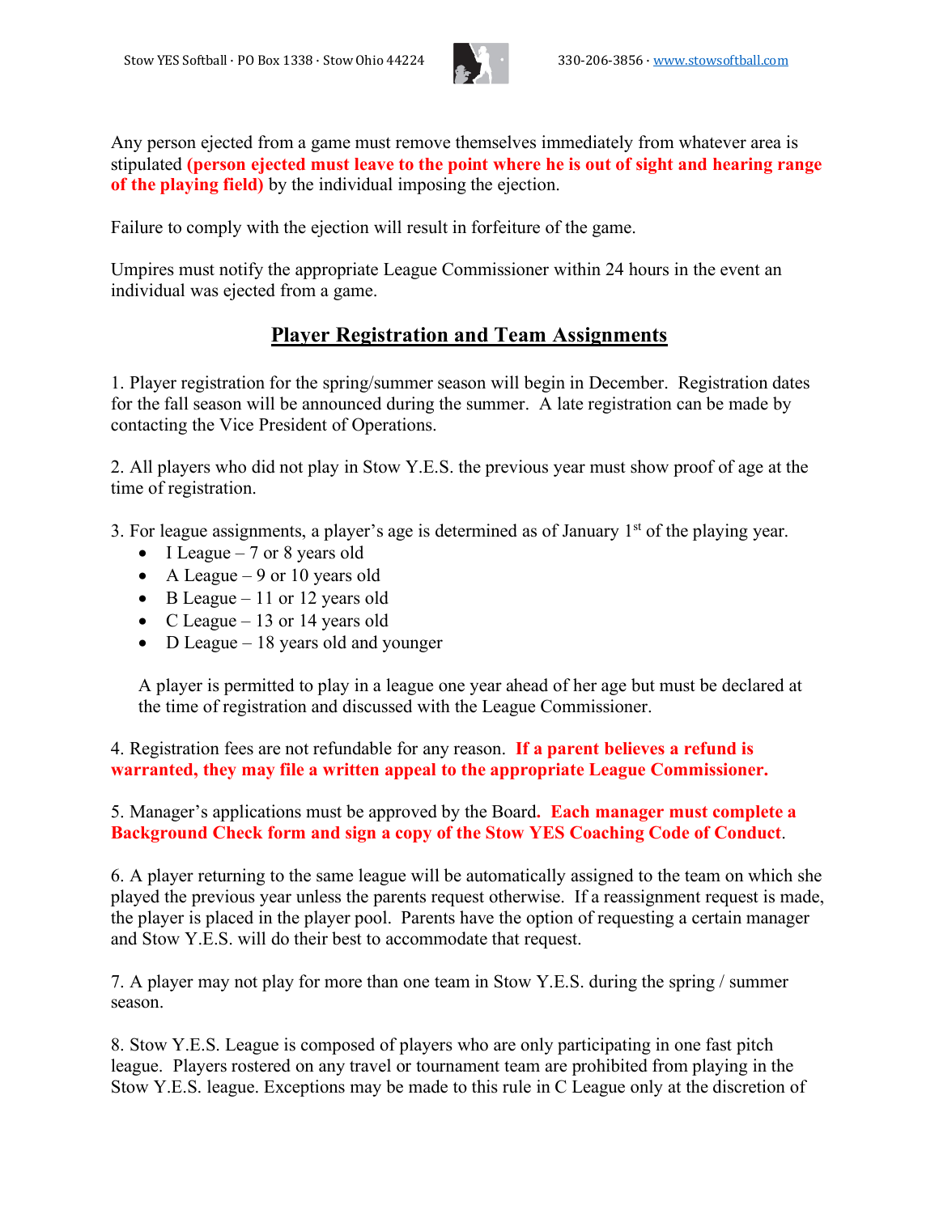Any person ejected from a game must remove themselves immediately from whatever area is stipulated **(person ejected must leave to the point where he is out of sight and hearing range of the playing field)** by the individual imposing the ejection.

Failure to comply with the ejection will result in forfeiture of the game.

Umpires must notify the appropriate League Commissioner within 24 hours in the event an individual was ejected from a game.

## Player Registration and Team Assignments

1. Player registration for the spring/summer season will begin in December. Registration dates for the fall season will be announced during the summer. A late registration can be made by contacting the Vice President of Operations.

2. All players who did not play in Stow Y.E.S. the previous year must show proof of age at the time of registration.

3. For league assignments, a player's age is determined as of January 1st of the playing year.

- I League – 7 or 8 years old
- A League – 9 or 10 years old
- B League – 11 or 12 years old
- C League – 13 or 14 years old
- D League – 18 years old and younger

A player is permitted to play in a league one year ahead of her age but must be declared at the time of registration and discussed with the League Commissioner.

4. Registration fees are not refundable for any reason. **If a parent believes a refund is warranted, they may file a written appeal to the appropriate League Commissioner.**

5. Manager's applications must be approved by the Board**. Each manager must complete a Background Check form and sign a copy of the Stow YES Coaching Code of Conduct**.

6. A player returning to the same league will be automatically assigned to the team on which she played the previous year unless the parents request otherwise. If a reassignment request is made, the player is placed in the player pool. Parents have the option of requesting a certain manager and Stow Y.E.S. will do their best to accommodate that request.

7. A player may not play for more than one team in Stow Y.E.S. during the spring / summer season.

8. Stow Y.E.S. League is composed of players who are only participating in one fast pitch league. Players rostered on any travel or tournament team are prohibited from playing in the Stow Y.E.S. league. Exceptions may be made to this rule in C League only at the discretion of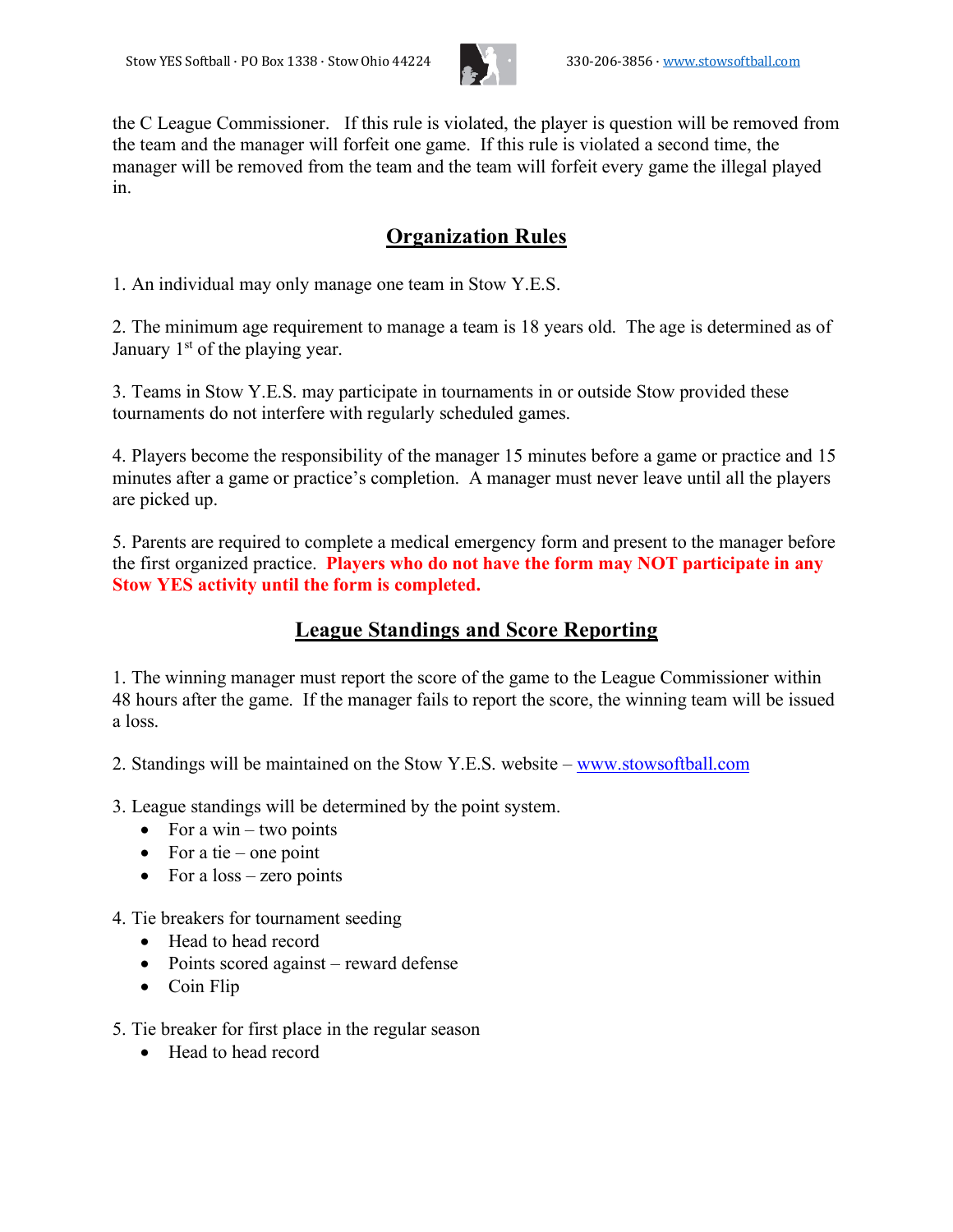the C League Commissioner. If this rule is violated, the player is question will be removed from the team and the manager will forfeit one game. If this rule is violated a second time, the manager will be removed from the team and the team will forfeit every game the illegal played in.

## Organization Rules

1. An individual may only manage one team in Stow Y.E.S.

2. The minimum age requirement to manage a team is 18 years old. The age is determined as of January 1st of the playing year.

3. Teams in Stow Y.E.S. may participate in tournaments in or outside Stow provided these tournaments do not interfere with regularly scheduled games.

4. Players become the responsibility of the manager 15 minutes before a game or practice and 15 minutes after a game or practice's completion. A manager must never leave until all the players are picked up.

5. Parents are required to complete a medical emergency form and present to the manager before the first organized practice. **Players who do not have the form may NOT participate in any Stow YES activity until the form is completed.**

## League Standings and Score Reporting

1. The winning manager must report the score of the game to the League Commissioner within 48 hours after the game. If the manager fails to report the score, the winning team will be issued a loss.

2. Standings will be maintained on the Stow Y.E.S. website – www.stowsoftball.com

3. League standings will be determined by the point system.
   - For a win – two points
   - For a tie – one point
   - For a loss – zero points

4. Tie breakers for tournament seeding
   - Head to head record
   - Points scored against – reward defense
   - Coin Flip

5. Tie breaker for first place in the regular season
   - Head to head record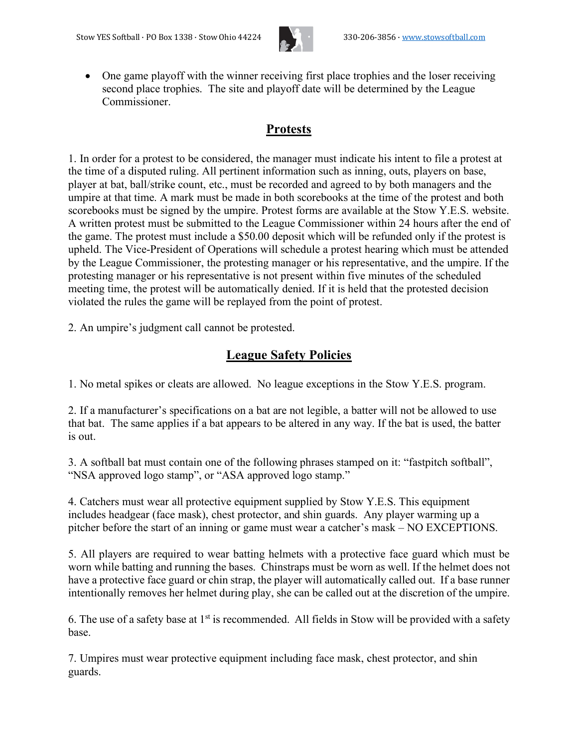- One game playoff with the winner receiving first place trophies and the loser receiving second place trophies. The site and playoff date will be determined by the League Commissioner.

## Protests

1. In order for a protest to be considered, the manager must indicate his intent to file a protest at the time of a disputed ruling. All pertinent information such as inning, outs, players on base, player at bat, ball/strike count, etc., must be recorded and agreed to by both managers and the umpire at that time. A mark must be made in both scorebooks at the time of the protest and both scorebooks must be signed by the umpire. Protest forms are available at the Stow Y.E.S. website. A written protest must be submitted to the League Commissioner within 24 hours after the end of the game. The protest must include a $50.00 deposit which will be refunded only if the protest is upheld. The Vice-President of Operations will schedule a protest hearing which must be attended by the League Commissioner, the protesting manager or his representative, and the umpire. If the protesting manager or his representative is not present within five minutes of the scheduled meeting time, the protest will be automatically denied. If it is held that the protested decision violated the rules the game will be replayed from the point of protest.

2. An umpire's judgment call cannot be protested.

## League Safety Policies

1. No metal spikes or cleats are allowed. No league exceptions in the Stow Y.E.S. program.

2. If a manufacturer's specifications on a bat are not legible, a batter will not be allowed to use that bat. The same applies if a bat appears to be altered in any way. If the bat is used, the batter is out.

3. A softball bat must contain one of the following phrases stamped on it: "fastpitch softball", "NSA approved logo stamp", or "ASA approved logo stamp."

4. Catchers must wear all protective equipment supplied by Stow Y.E.S. This equipment includes headgear (face mask), chest protector, and shin guards. Any player warming up a pitcher before the start of an inning or game must wear a catcher's mask – NO EXCEPTIONS.

5. All players are required to wear batting helmets with a protective face guard which must be worn while batting and running the bases. Chinstraps must be worn as well. If the helmet does not have a protective face guard or chin strap, the player will automatically called out. If a base runner intentionally removes her helmet during play, she can be called out at the discretion of the umpire.

6. The use of a safety base at 1st is recommended. All fields in Stow will be provided with a safety base.

7. Umpires must wear protective equipment including face mask, chest protector, and shin guards.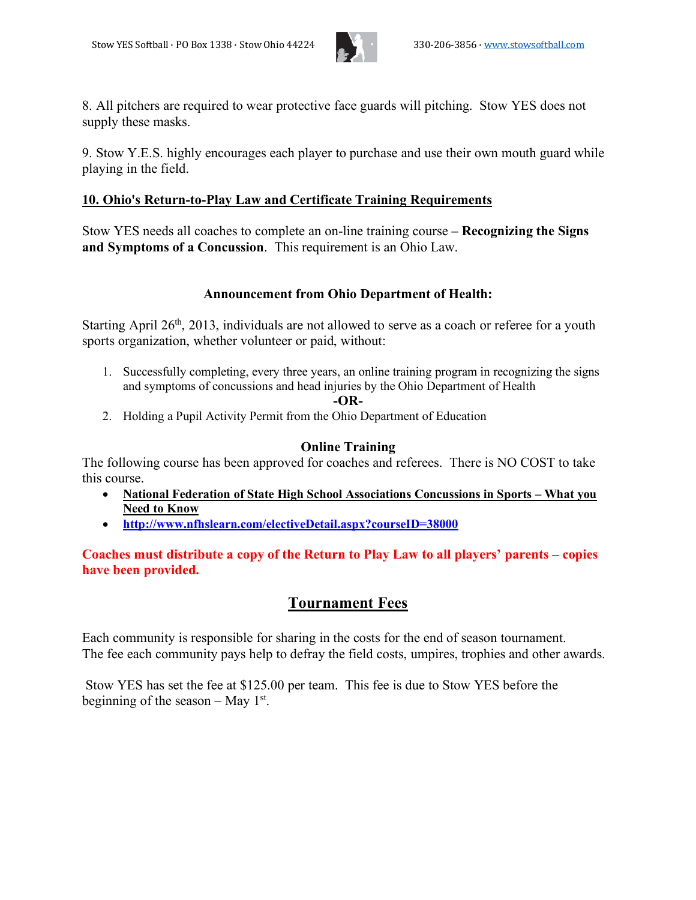8. All pitchers are required to wear protective face guards will pitching. Stow YES does not supply these masks.

9. Stow Y.E.S. highly encourages each player to purchase and use their own mouth guard while playing in the field.

**10. Ohio's Return-to-Play Law and Certificate Training Requirements**

Stow YES needs all coaches to complete an on-line training course – **Recognizing the Signs and Symptoms of a Concussion**. This requirement is an Ohio Law.

**Announcement from Ohio Department of Health:**

Starting April 26th, 2013, individuals are not allowed to serve as a coach or referee for a youth sports organization, whether volunteer or paid, without:

1. Successfully completing, every three years, an online training program in recognizing the signs and symptoms of concussions and head injuries by the Ohio Department of Health

   **-OR-**

2. Holding a Pupil Activity Permit from the Ohio Department of Education

**Online Training**

The following course has been approved for coaches and referees. There is NO COST to take this course.

- **National Federation of State High School Associations Concussions in Sports – What you Need to Know**
- **http://www.nfhslearn.com/electiveDetail.aspx?courseID=38000**

**Coaches must distribute a copy of the Return to Play Law to all players' parents – copies have been provided.**

## Tournament Fees

Each community is responsible for sharing in the costs for the end of season tournament. The fee each community pays help to defray the field costs, umpires, trophies and other awards.

Stow YES has set the fee at $125.00 per team. This fee is due to Stow YES before the beginning of the season – May 1st.